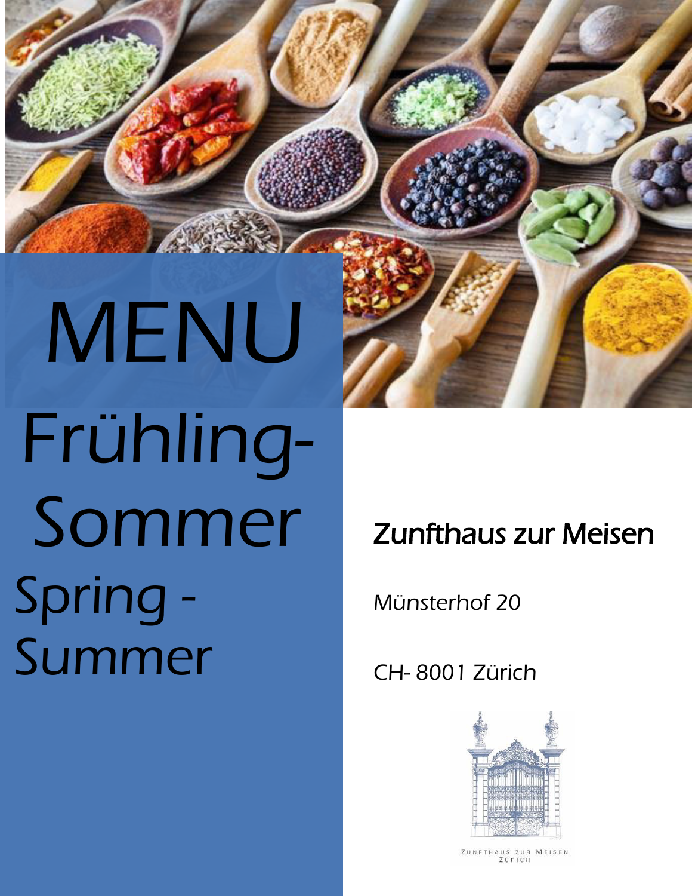# MENU

## Frühling-Sommer

## Spring - Summer

### Zunfthaus zur Meisen

Münsterhof 20

CH- 8001 Zürich

ZUNFTHAUS ZUR MEISEN
ZÜRICH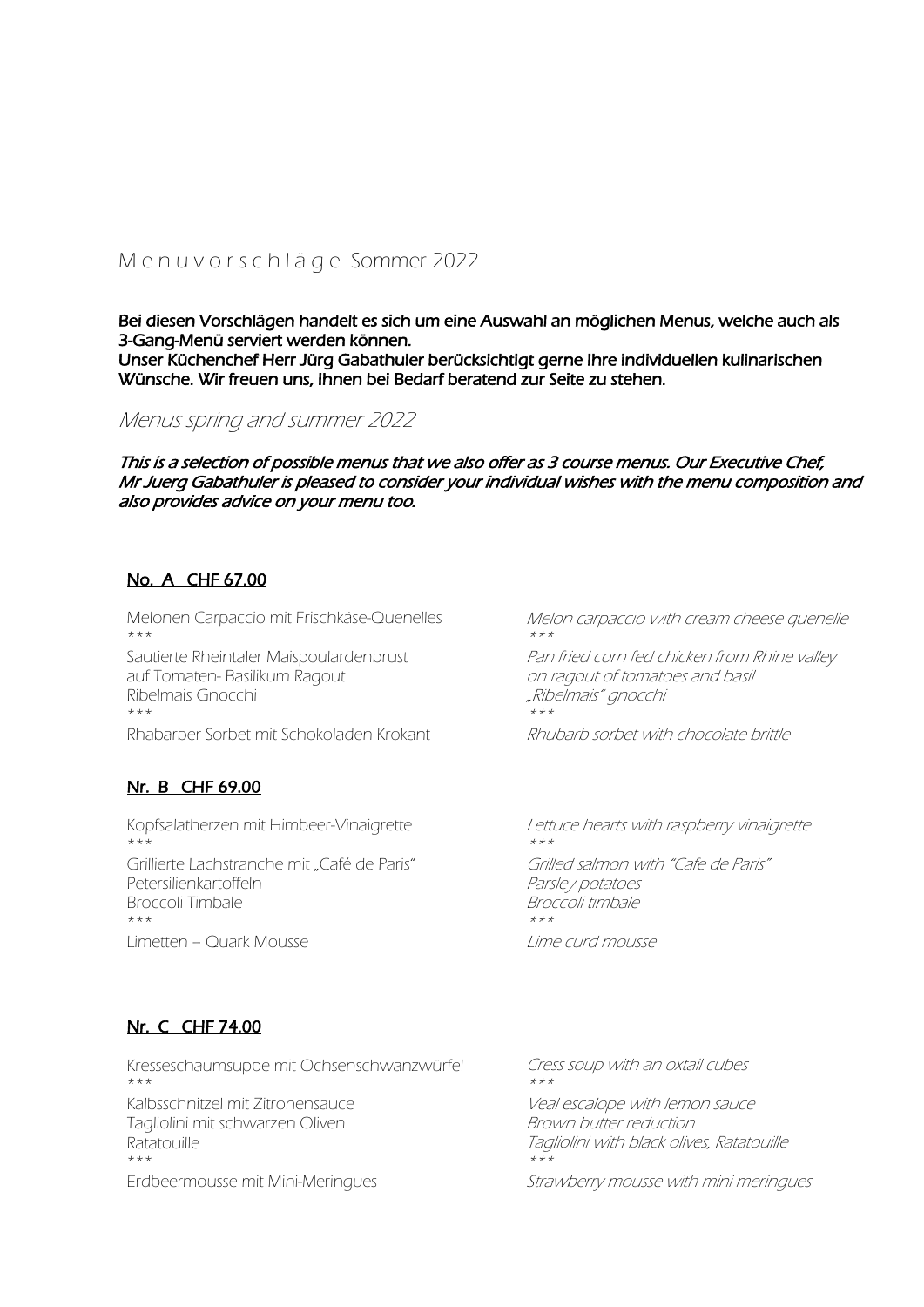# M e n u v o r s c h l ä g e Sommer 2022

**Bei diesen Vorschlägen handelt es sich um eine Auswahl an möglichen Menus, welche auch als 3-Gang-Menü serviert werden können.**
**Unser Küchenchef Herr Jürg Gabathuler berücksichtigt gerne Ihre individuellen kulinarischen Wünsche. Wir freuen uns, Ihnen bei Bedarf beratend zur Seite zu stehen.**

*Menus spring and summer 2022*

***This is a selection of possible menus that we also offer as 3 course menus. Our Executive Chef, Mr Juerg Gabathuler is pleased to consider your individual wishes with the menu composition and also provides advice on your menu too.***

## No. A CHF 67.00

Melonen Carpaccio mit Frischkäse-Quenelles
***
Sautierte Rheintaler Maispoulardenbrust
auf Tomaten- Basilikum Ragout
Ribelmais Gnocchi
***
Rhabarber Sorbet mit Schokoladen Krokant

*Melon carpaccio with cream cheese quenelle*
***
*Pan fried corn fed chicken from Rhine valley*
*on ragout of tomatoes and basil*
*„Ribelmais" gnocchi*
***
*Rhubarb sorbet with chocolate brittle*

## Nr. B CHF 69.00

Kopfsalatherzen mit Himbeer-Vinaigrette
***
Grillierte Lachstranche mit „Café de Paris"
Petersilienkartoffeln
Broccoli Timbale
***
Limetten – Quark Mousse

*Lettuce hearts with raspberry vinaigrette*
***
*Grilled salmon with "Cafe de Paris"*
*Parsley potatoes*
*Broccoli timbale*
***
*Lime curd mousse*

## Nr. C CHF 74.00

Kresseschaumsuppe mit Ochsenschwanzwürfel
***
Kalbsschnitzel mit Zitronensauce
Tagliolini mit schwarzen Oliven
Ratatouille
***
Erdbeermousse mit Mini-Meringues

*Cress soup with an oxtail cubes*
***
*Veal escalope with lemon sauce*
*Brown butter reduction*
*Tagliolini with black olives, Ratatouille*
***
*Strawberry mousse with mini meringues*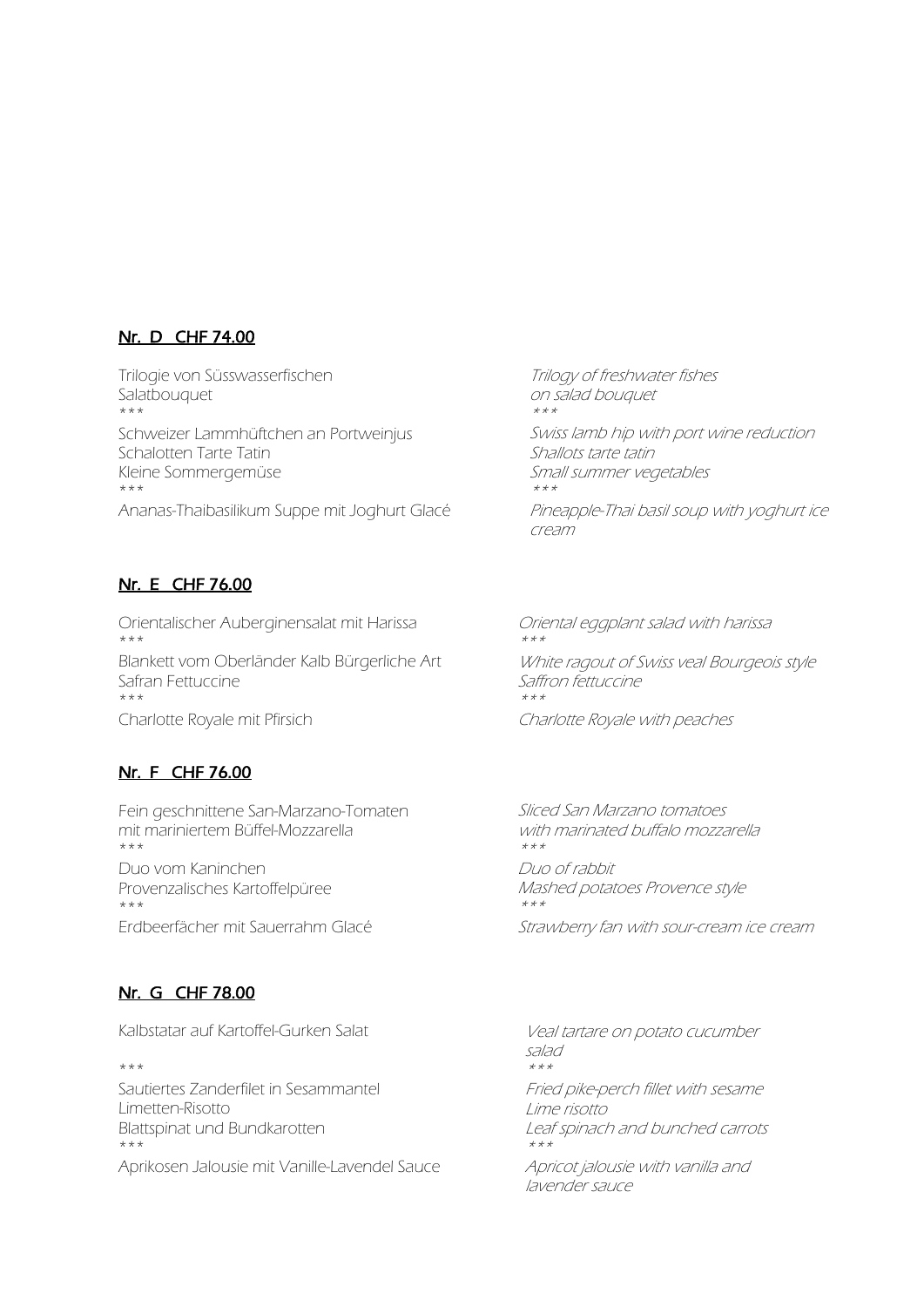## Nr. D CHF 74.00

Trilogie von Süsswasserfischen
Salatbouquet
\*\*\*
Schweizer Lammhüftchen an Portweinjus
Schalotten Tarte Tatin
Kleine Sommergemüse
\*\*\*
Ananas-Thaibasilikum Suppe mit Joghurt Glacé

*Trilogy of freshwater fishes*
*on salad bouquet*
\*\*\*
*Swiss lamb hip with port wine reduction*
*Shallots tarte tatin*
*Small summer vegetables*
\*\*\*
*Pineapple-Thai basil soup with yoghurt ice cream*

## Nr. E CHF 76.00

Orientalischer Auberginensalat mit Harissa
\*\*\*
Blankett vom Oberländer Kalb Bürgerliche Art
Safran Fettuccine
\*\*\*
Charlotte Royale mit Pfirsich

*Oriental eggplant salad with harissa*
\*\*\*
*White ragout of Swiss veal Bourgeois style*
*Saffron fettuccine*
\*\*\*
*Charlotte Royale with peaches*

## Nr. F CHF 76.00

Fein geschnittene San-Marzano-Tomaten
mit mariniertem Büffel-Mozzarella
\*\*\*
Duo vom Kaninchen
Provenzalisches Kartoffelpüree
\*\*\*
Erdbeerfächer mit Sauerrahm Glacé

*Sliced San Marzano tomatoes*
*with marinated buffalo mozzarella*
\*\*\*
*Duo of rabbit*
*Mashed potatoes Provence style*
\*\*\*
*Strawberry fan with sour-cream ice cream*

## Nr. G CHF 78.00

Kalbstatar auf Kartoffel-Gurken Salat
\*\*\*
Sautiertes Zanderfilet in Sesammantel
Limetten-Risotto
Blattspinat und Bundkarotten
\*\*\*
Aprikosen Jalousie mit Vanille-Lavendel Sauce

*Veal tartare on potato cucumber salad*
\*\*\*
*Fried pike-perch fillet with sesame*
*Lime risotto*
*Leaf spinach and bunched carrots*
\*\*\*
*Apricot jalousie with vanilla and lavender sauce*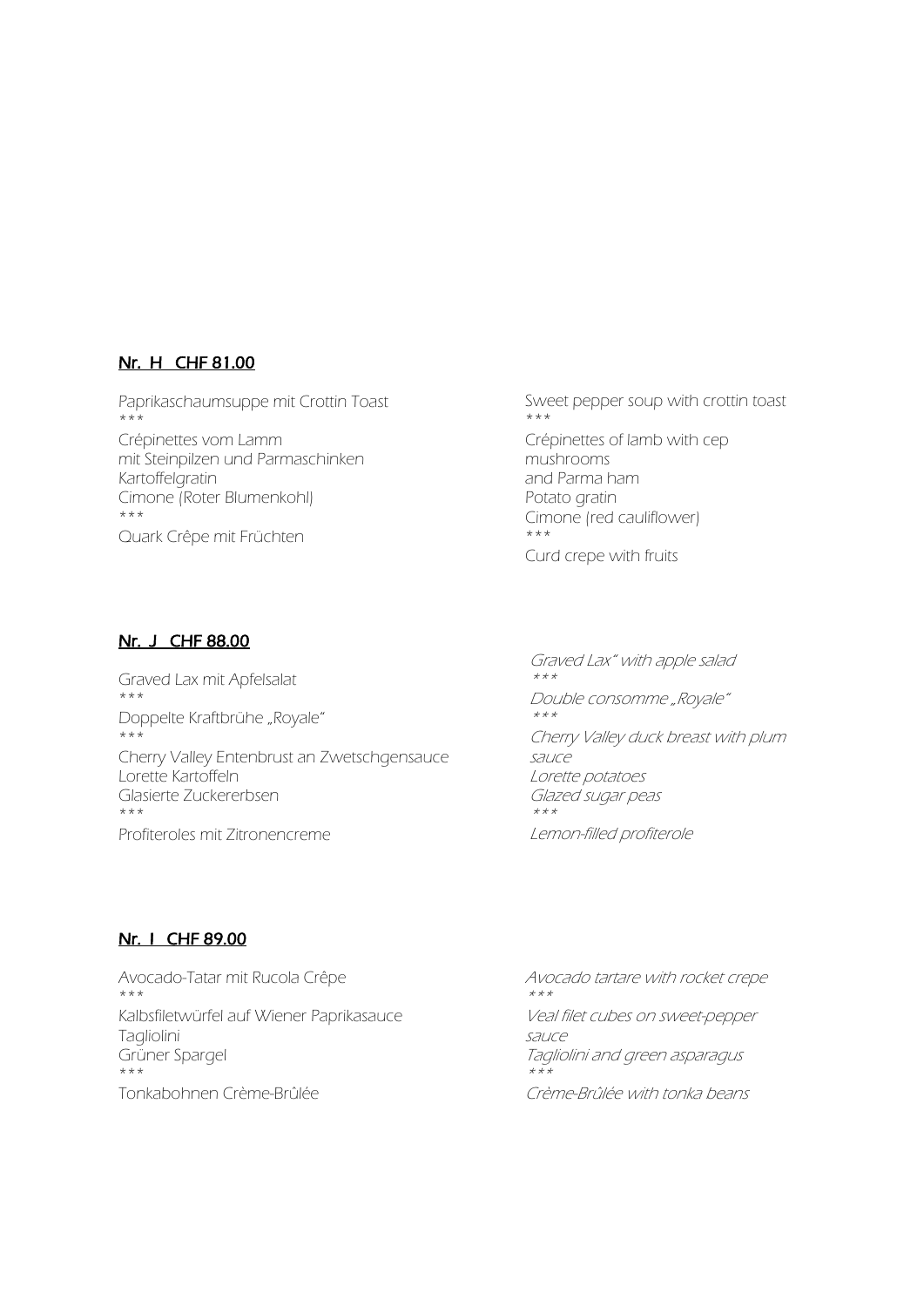## Nr. H CHF 81.00

Paprikaschaumsuppe mit Crottin Toast
*** 
Crépinettes vom Lamm
mit Steinpilzen und Parmaschinken
Kartoffelgratin
Cimone (Roter Blumenkohl)
*** 
Quark Crêpe mit Früchten

Sweet pepper soup with crottin toast
*** 
Crépinettes of lamb with cep mushrooms
and Parma ham
Potato gratin
Cimone (red cauliflower)
*** 
Curd crepe with fruits

## Nr. J CHF 88.00

Graved Lax mit Apfelsalat
*** 
Doppelte Kraftbrühe „Royale"
*** 
Cherry Valley Entenbrust an Zwetschgensauce
Lorette Kartoffeln
Glasierte Zuckererbsen
*** 
Profiteroles mit Zitronencreme

*Graved Lax" with apple salad*
*** 
*Double consomme „Royale"*
*** 
*Cherry Valley duck breast with plum sauce*
*Lorette potatoes*
*Glazed sugar peas*
*** 
*Lemon-filled profiterole*

## Nr. I CHF 89.00

Avocado-Tatar mit Rucola Crêpe
*** 
Kalbsfiletwürfel auf Wiener Paprikasauce
Tagliolini
Grüner Spargel
*** 
Tonkabohnen Crème-Brûlée

*Avocado tartare with rocket crepe*
*** 
*Veal filet cubes on sweet-pepper sauce*
*Tagliolini and green asparagus*
*** 
*Crème-Brûlée with tonka beans*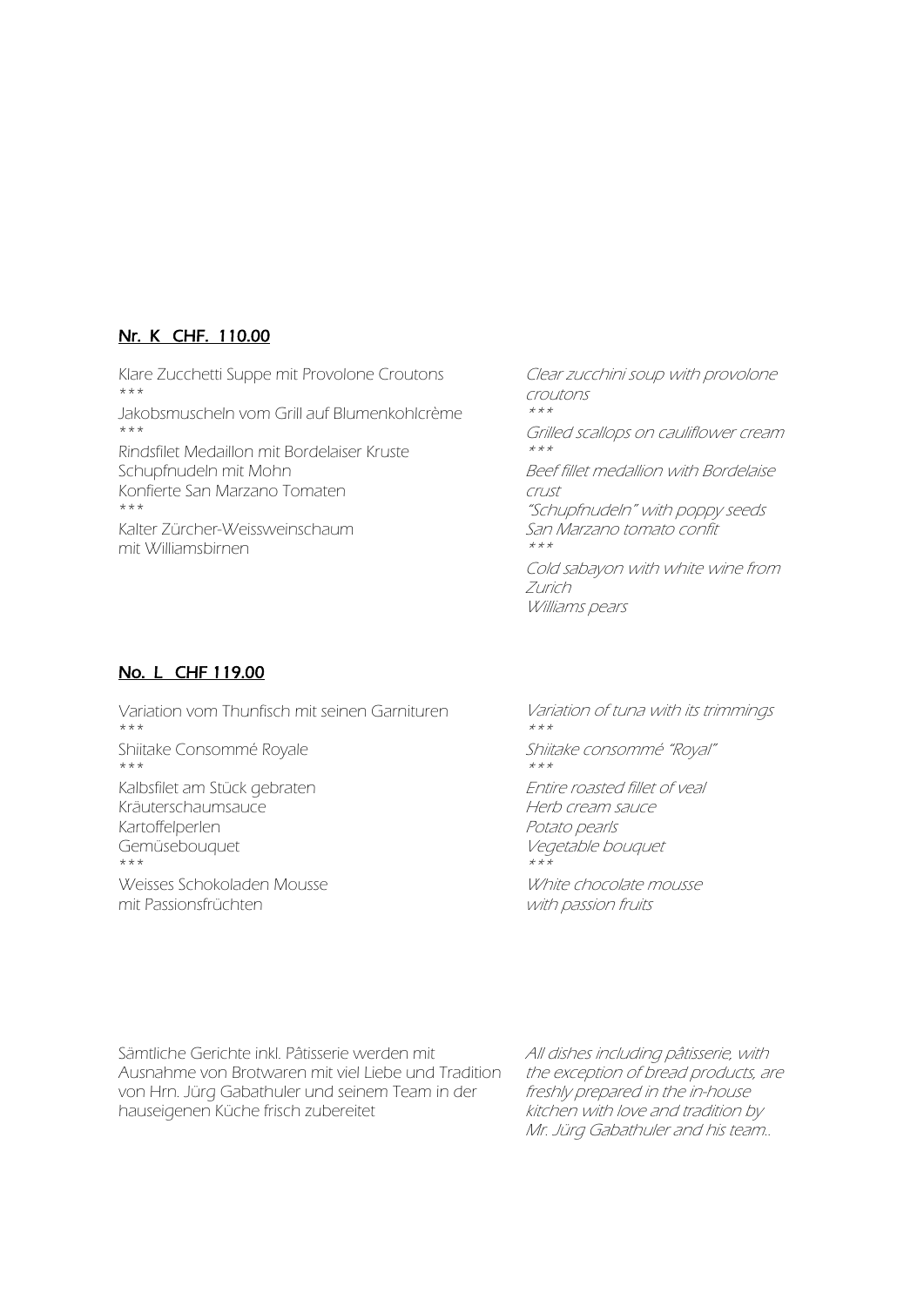## Nr. K CHF. 110.00

Klare Zucchetti Suppe mit Provolone Croutons
***
Jakobsmuscheln vom Grill auf Blumenkohlcrème
***
Rindsfilet Medaillon mit Bordelaiser Kruste
Schupfnudeln mit Mohn
Konfierte San Marzano Tomaten
***
Kalter Zürcher-Weissweinschaum
mit Williamsbirnen

*Clear zucchini soup with provolone croutons*
*\*\*\**
*Grilled scallops on cauliflower cream*
*\*\*\**
*Beef fillet medallion with Bordelaise crust*
*"Schupfnudeln" with poppy seeds*
*San Marzano tomato confit*
*\*\*\**
*Cold sabayon with white wine from Zurich*
*Williams pears*

## No. L CHF 119.00

Variation vom Thunfisch mit seinen Garnituren
***
Shiitake Consommé Royale
***
Kalbsfilet am Stück gebraten
Kräuterschaumsauce
Kartoffelperlen
Gemüsebouquet
***
Weisses Schokoladen Mousse
mit Passionsfrüchten

*Variation of tuna with its trimmings*
*\*\*\**
*Shiitake consommé "Royal"*
*\*\*\**
*Entire roasted fillet of veal*
*Herb cream sauce*
*Potato pearls*
*Vegetable bouquet*
*\*\*\**
*White chocolate mousse*
*with passion fruits*

Sämtliche Gerichte inkl. Pâtisserie werden mit Ausnahme von Brotwaren mit viel Liebe und Tradition von Hrn. Jürg Gabathuler und seinem Team in der hauseigenen Küche frisch zubereitet

*All dishes including pâtisserie, with the exception of bread products, are freshly prepared in the in-house kitchen with love and tradition by Mr. Jürg Gabathuler and his team..*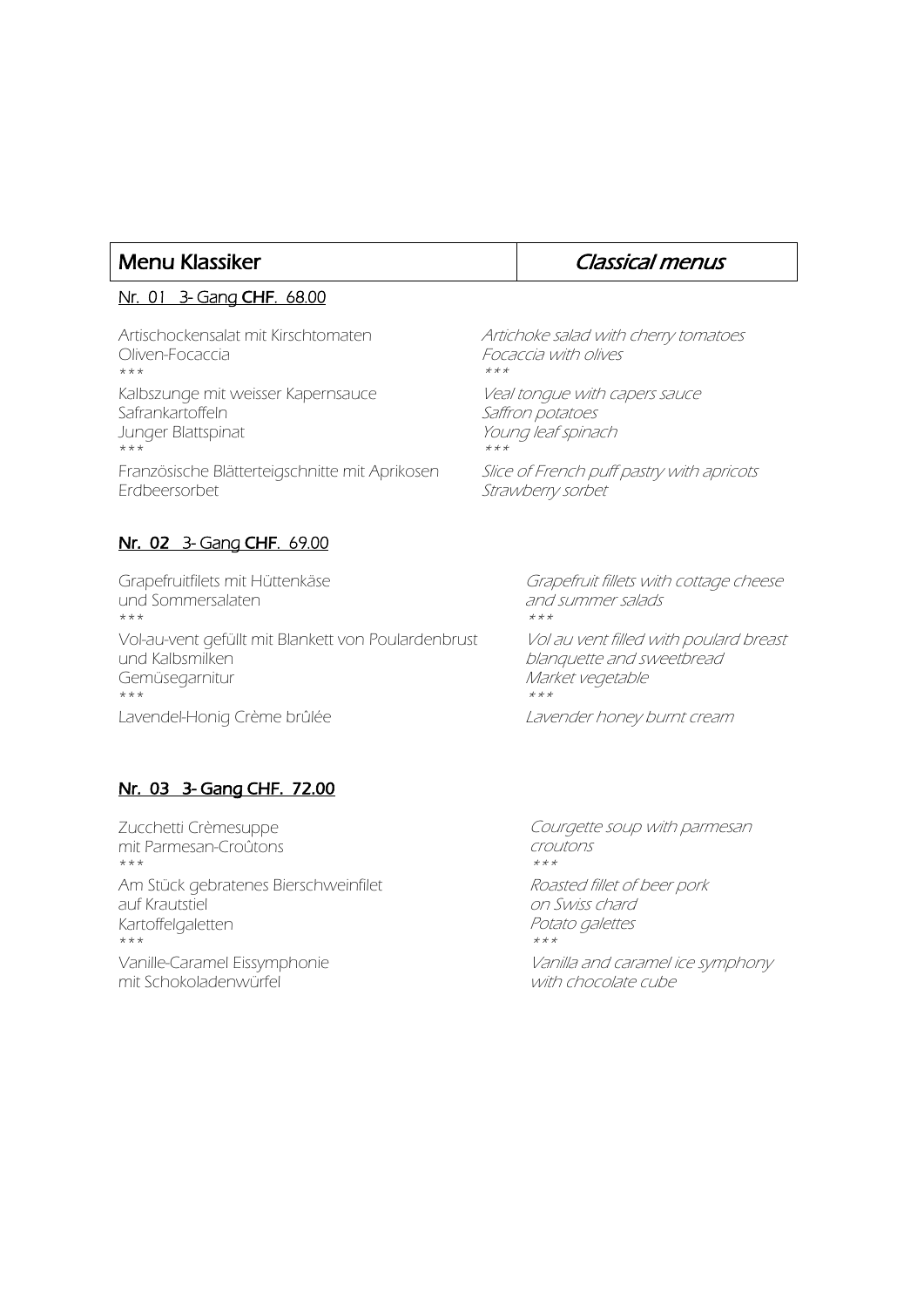| Menu Klassiker | *Classical menus* |
| --- | --- |

**Nr. 01 3- Gang CHF. 68.00**

Artischockensalat mit Kirschtomaten
Oliven-Focaccia
\*\*\*
Kalbszunge mit weisser Kapernsauce
Safrankartoffeln
Junger Blattspinat
\*\*\*
Französische Blätterteigschnitte mit Aprikosen
Erdbeersorbet

*Artichoke salad with cherry tomatoes*
*Focaccia with olives*
*\*\*\**
*Veal tongue with capers sauce*
*Saffron potatoes*
*Young leaf spinach*
*\*\*\**
*Slice of French puff pastry with apricots*
*Strawberry sorbet*

**Nr. 02 3- Gang CHF. 69.00**

Grapefruitfilets mit Hüttenkäse
und Sommersalaten
\*\*\*
Vol-au-vent gefüllt mit Blankett von Poulardenbrust
und Kalbsmilken
Gemüsegarnitur
\*\*\*
Lavendel-Honig Crème brûlée

*Grapefruit fillets with cottage cheese*
*and summer salads*
*\*\*\**
*Vol au vent filled with poulard breast*
*blanquette and sweetbread*
*Market vegetable*
*\*\*\**
*Lavender honey burnt cream*

**Nr. 03 3- Gang CHF. 72.00**

Zucchetti Crèmesuppe
mit Parmesan-Croûtons
\*\*\*
Am Stück gebratenes Bierschweinfilet
auf Krautstiel
Kartoffelgaletten
\*\*\*
Vanille-Caramel Eissymphonie
mit Schokoladenwürfel

*Courgette soup with parmesan*
*croutons*
*\*\*\**
*Roasted fillet of beer pork*
*on Swiss chard*
*Potato galettes*
*\*\*\**
*Vanilla and caramel ice symphony*
*with chocolate cube*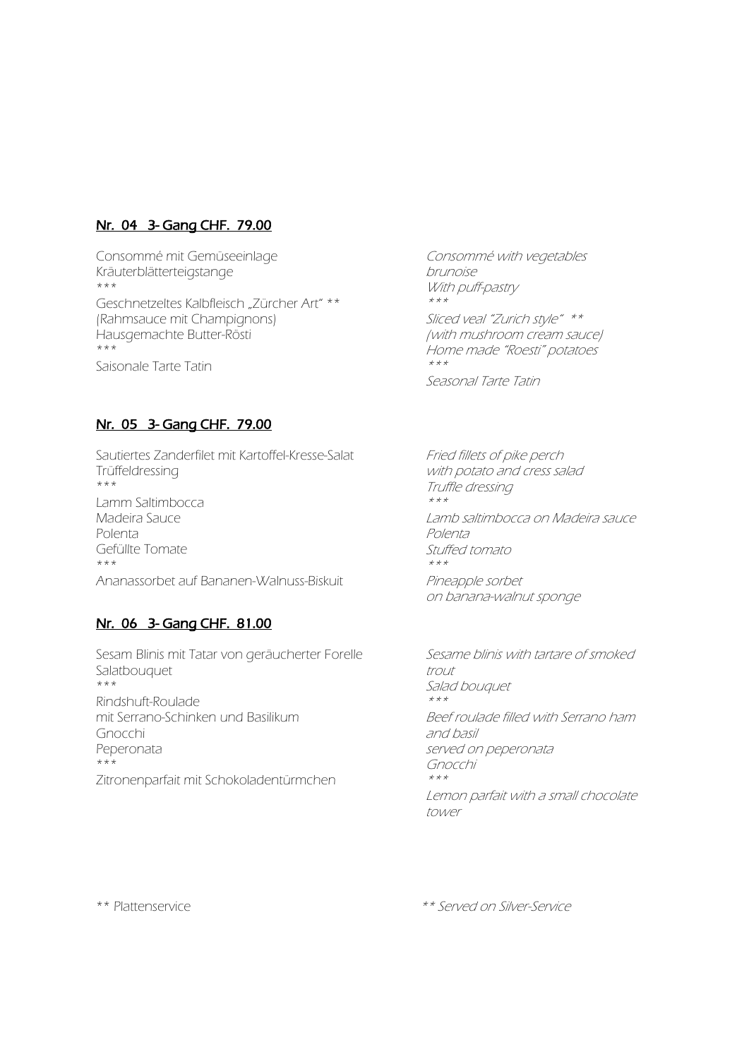## Nr. 04 3- Gang CHF. 79.00

Consommé mit Gemüseeinlage
Kräuterblätterteigstange
***
Geschnetzeltes Kalbfleisch „Zürcher Art" **
(Rahmsauce mit Champignons)
Hausgemachte Butter-Rösti
***
Saisonale Tarte Tatin

*Consommé with vegetables brunoise*
*With puff-pastry*
*\*\*\**
*Sliced veal "Zurich style" \*\**
*(with mushroom cream sauce)*
*Home made "Roesti" potatoes*
*\*\*\**
*Seasonal Tarte Tatin*

## Nr. 05 3- Gang CHF. 79.00

Sautiertes Zanderfilet mit Kartoffel-Kresse-Salat
Trüffeldressing
***
Lamm Saltimbocca
Madeira Sauce
Polenta
Gefüllte Tomate
***
Ananassorbet auf Bananen-Walnuss-Biskuit

*Fried fillets of pike perch*
*with potato and cress salad*
*Truffle dressing*
*\*\*\**
*Lamb saltimbocca on Madeira sauce*
*Polenta*
*Stuffed tomato*
*\*\*\**
*Pineapple sorbet*
*on banana-walnut sponge*

## Nr. 06 3- Gang CHF. 81.00

Sesam Blinis mit Tatar von geräucherter Forelle
Salatbouquet
***
Rindshuft-Roulade
mit Serrano-Schinken und Basilikum
Gnocchi
Peperonata
***
Zitronenparfait mit Schokoladentürmchen

*Sesame blinis with tartare of smoked trout*
*Salad bouquet*
*\*\*\**
*Beef roulade filled with Serrano ham and basil*
*served on peperonata*
*Gnocchi*
*\*\*\**
*Lemon parfait with a small chocolate tower*

** Plattenservice

*\*\* Served on Silver-Service*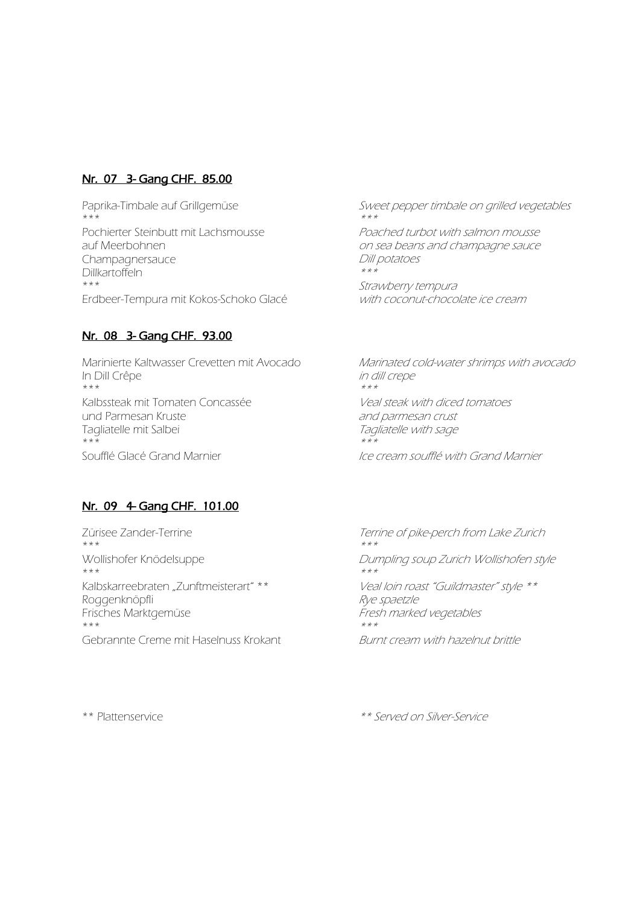## Nr. 07 3- Gang CHF. 85.00

Paprika-Timbale auf Grillgemüse
\*\*\*
Pochierter Steinbutt mit Lachsmousse
auf Meerbohnen
Champagnersauce
Dillkartoffeln
\*\*\*
Erdbeer-Tempura mit Kokos-Schoko Glacé

*Sweet pepper timbale on grilled vegetables*
*\*\*\**
*Poached turbot with salmon mousse*
*on sea beans and champagne sauce*
*Dill potatoes*
*\*\*\**
*Strawberry tempura*
*with coconut-chocolate ice cream*

## Nr. 08 3- Gang CHF. 93.00

Marinierte Kaltwasser Crevetten mit Avocado
In Dill Crêpe
\*\*\*
Kalbssteak mit Tomaten Concassée
und Parmesan Kruste
Tagliatelle mit Salbei
\*\*\*
Soufflé Glacé Grand Marnier

*Marinated cold-water shrimps with avocado*
*in dill crepe*
*\*\*\**
*Veal steak with diced tomatoes*
*and parmesan crust*
*Tagliatelle with sage*
*\*\*\**
*Ice cream soufflé with Grand Marnier*

## Nr. 09 4- Gang CHF. 101.00

Zürisee Zander-Terrine
\*\*\*
Wollishofer Knödelsuppe
\*\*\*
Kalbskarreebraten „Zunftmeisterart" \*\*
Roggenknöpfli
Frisches Marktgemüse
\*\*\*
Gebrannte Creme mit Haselnuss Krokant

*Terrine of pike-perch from Lake Zurich*
*\*\*\**
*Dumpling soup Zurich Wollishofen style*
*\*\*\**
*Veal loin roast "Guildmaster" style \*\**
*Rye spaetzle*
*Fresh marked vegetables*
*\*\*\**
*Burnt cream with hazelnut brittle*

\*\* Plattenservice

*\*\* Served on Silver-Service*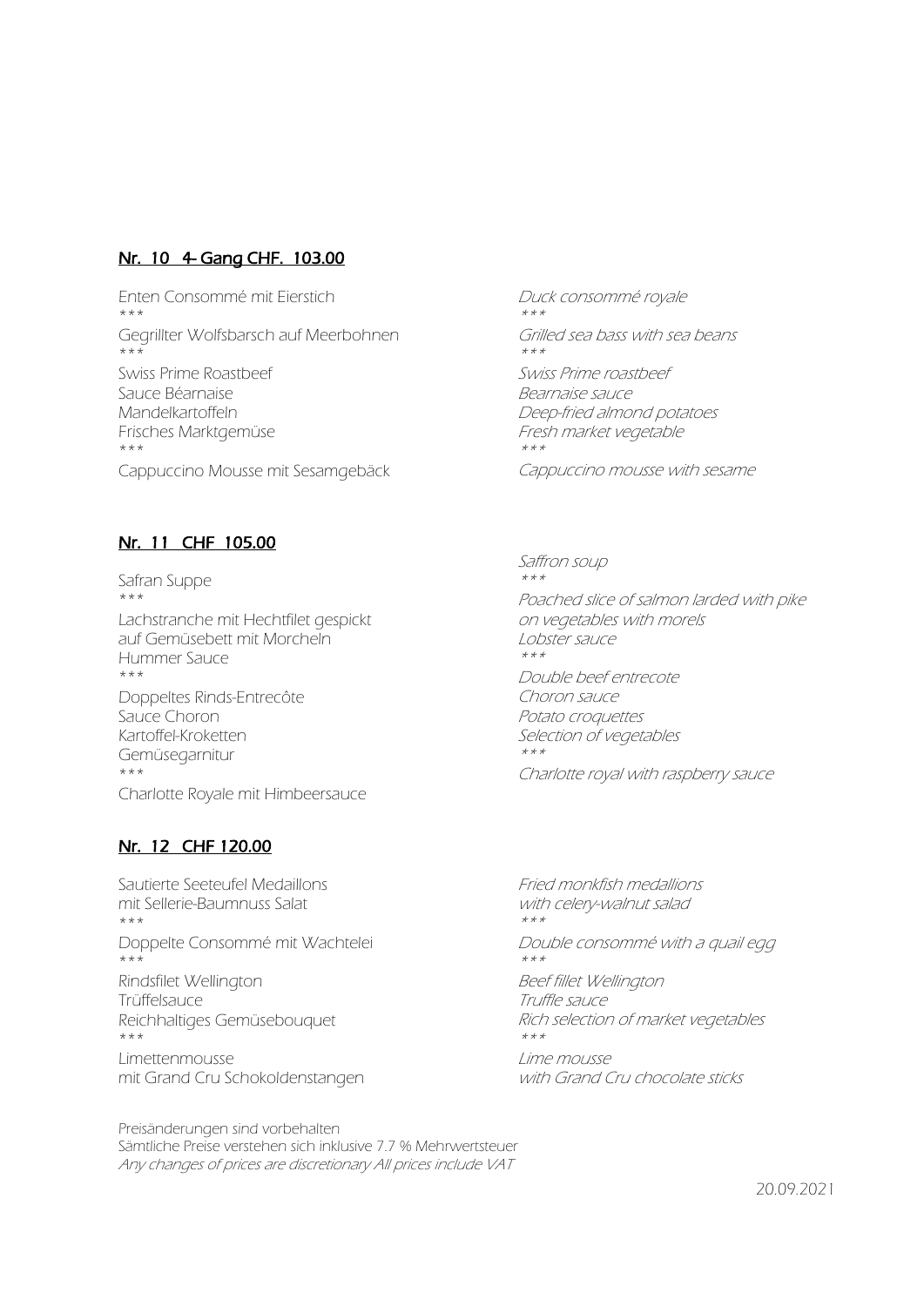## Nr. 10 4- Gang CHF. 103.00

Enten Consommé mit Eierstich
***
Gegrillter Wolfsbarsch auf Meerbohnen
***
Swiss Prime Roastbeef
Sauce Béarnaise
Mandelkartoffeln
Frisches Marktgemüse
***
Cappuccino Mousse mit Sesamgebäck

*Duck consommé royale*
*\*\*\**
*Grilled sea bass with sea beans*
*\*\*\**
*Swiss Prime roastbeef*
*Bearnaise sauce*
*Deep-fried almond potatoes*
*Fresh market vegetable*
*\*\*\**
*Cappuccino mousse with sesame*

## Nr. 11 CHF 105.00

Safran Suppe
***
Lachstranche mit Hechtfilet gespickt
auf Gemüsebett mit Morcheln
Hummer Sauce
***
Doppeltes Rinds-Entrecôte
Sauce Choron
Kartoffel-Kroketten
Gemüsegarnitur
***
Charlotte Royale mit Himbeersauce

*Saffron soup*
*\*\*\**
*Poached slice of salmon larded with pike*
*on vegetables with morels*
*Lobster sauce*
*\*\*\**
*Double beef entrecote*
*Choron sauce*
*Potato croquettes*
*Selection of vegetables*
*\*\*\**
*Charlotte royal with raspberry sauce*

## Nr. 12 CHF 120.00

Sautierte Seeteufel Medaillons
mit Sellerie-Baumnuss Salat
***
Doppelte Consommé mit Wachtelei
***
Rindsfilet Wellington
Trüffelsauce
Reichhaltiges Gemüsebouquet
***
Limettenmousse
mit Grand Cru Schokoldenstangen

*Fried monkfish medallions*
*with celery-walnut salad*
*\*\*\**
*Double consommé with a quail egg*
*\*\*\**
*Beef fillet Wellington*
*Truffle sauce*
*Rich selection of market vegetables*
*\*\*\**
*Lime mousse*
*with Grand Cru chocolate sticks*

Preisänderungen sind vorbehalten
Sämtliche Preise verstehen sich inklusive 7.7 % Mehrwertsteuer
*Any changes of prices are discretionary All prices include VAT*

20.09.2021